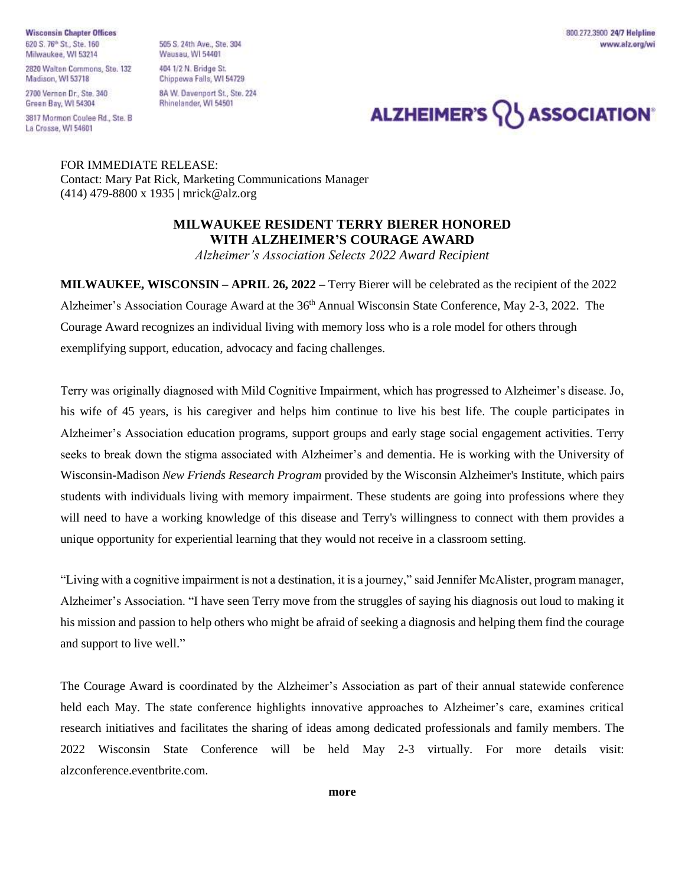**Wisconsin Chapter Offices**

620 S. 76th St., Ste. 160
Milwaukee, WI 53214

2820 Walton Commons, Ste. 132
Madison, WI 53718

2700 Vernon Dr., Ste. 340
Green Bay, WI 54304

3817 Mormon Coulee Rd., Ste. B
La Crosse, WI 54601

505 S. 24th Ave., Ste. 304
Wausau, WI 54401

404 1/2 N. Bridge St.
Chippewa Falls, WI 54729

8A W. Davenport St., Ste. 224
Rhinelander, WI 54501

800.272.3900 **24/7 Helpline**
**www.alz.org/wi**

**ALZHEIMER'S ASSOCIATION**

FOR IMMEDIATE RELEASE:
Contact: Mary Pat Rick, Marketing Communications Manager
(414) 479-8800 x 1935 | mrick@alz.org

## MILWAUKEE RESIDENT TERRY BIERER HONORED WITH ALZHEIMER'S COURAGE AWARD

*Alzheimer's Association Selects 2022 Award Recipient*

**MILWAUKEE, WISCONSIN – APRIL 26, 2022 –** Terry Bierer will be celebrated as the recipient of the 2022 Alzheimer's Association Courage Award at the 36th Annual Wisconsin State Conference, May 2-3, 2022. The Courage Award recognizes an individual living with memory loss who is a role model for others through exemplifying support, education, advocacy and facing challenges.

Terry was originally diagnosed with Mild Cognitive Impairment, which has progressed to Alzheimer's disease. Jo, his wife of 45 years, is his caregiver and helps him continue to live his best life. The couple participates in Alzheimer's Association education programs, support groups and early stage social engagement activities. Terry seeks to break down the stigma associated with Alzheimer's and dementia. He is working with the University of Wisconsin-Madison *New Friends Research Program* provided by the Wisconsin Alzheimer's Institute, which pairs students with individuals living with memory impairment. These students are going into professions where they will need to have a working knowledge of this disease and Terry's willingness to connect with them provides a unique opportunity for experiential learning that they would not receive in a classroom setting.

"Living with a cognitive impairment is not a destination, it is a journey," said Jennifer McAlister, program manager, Alzheimer's Association. "I have seen Terry move from the struggles of saying his diagnosis out loud to making it his mission and passion to help others who might be afraid of seeking a diagnosis and helping them find the courage and support to live well."

The Courage Award is coordinated by the Alzheimer's Association as part of their annual statewide conference held each May. The state conference highlights innovative approaches to Alzheimer's care, examines critical research initiatives and facilitates the sharing of ideas among dedicated professionals and family members. The 2022 Wisconsin State Conference will be held May 2-3 virtually. For more details visit: alzconference.eventbrite.com.

**more**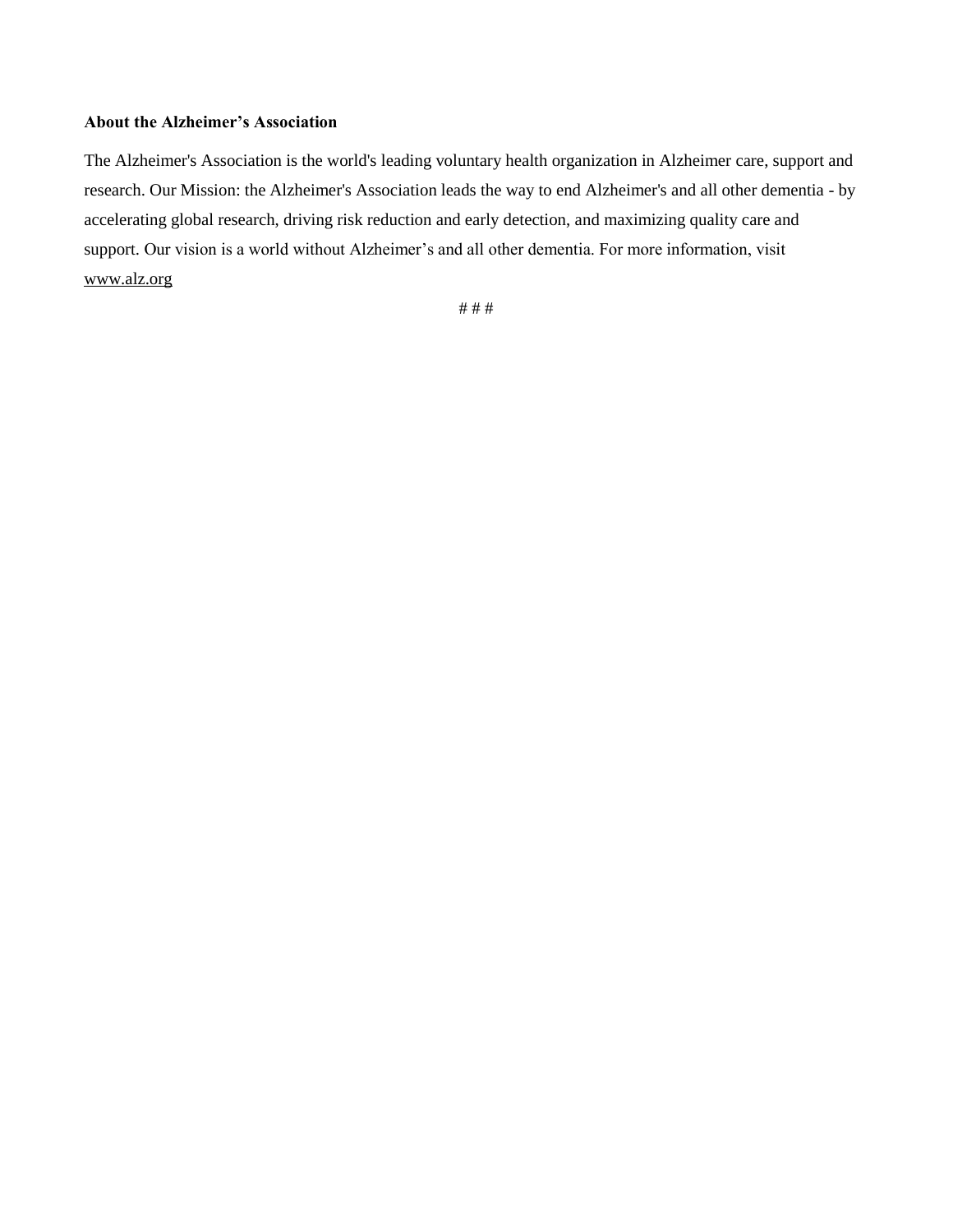**About the Alzheimer's Association**

The Alzheimer's Association is the world's leading voluntary health organization in Alzheimer care, support and research. Our Mission: the Alzheimer's Association leads the way to end Alzheimer's and all other dementia - by accelerating global research, driving risk reduction and early detection, and maximizing quality care and support. Our vision is a world without Alzheimer's and all other dementia. For more information, visit www.alz.org

# # #